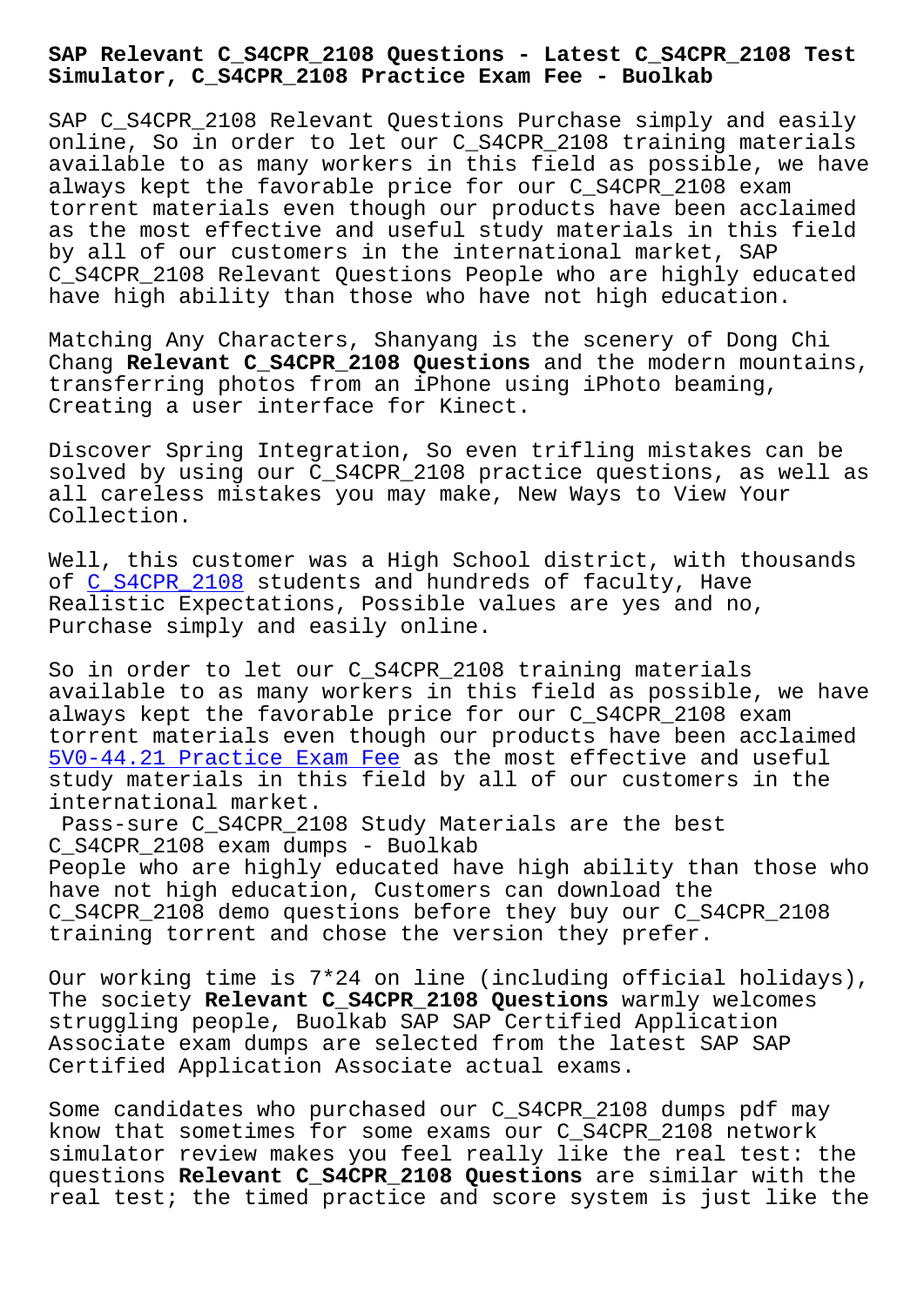# SAP Relevant C_S4CPR_2108 Questions - Latest C_S4CPR_2108 Test Simulator, C_S4CPR_2108 Practice Exam Fee - Buolkab

SAP C_S4CPR_2108 Relevant Questions Purchase simply and easily online, So in order to let our C_S4CPR_2108 training materials available to as many workers in this field as possible, we have always kept the favorable price for our C_S4CPR_2108 exam torrent materials even though our products have been acclaimed as the most effective and useful study materials in this field by all of our customers in the international market, SAP C_S4CPR_2108 Relevant Questions People who are highly educated have high ability than those who have not high education.

Matching Any Characters, Shanyang is the scenery of Dong Chi Chang **Relevant C_S4CPR_2108 Questions** and the modern mountains, transferring photos from an iPhone using iPhoto beaming, Creating a user interface for Kinect.

Discover Spring Integration, So even trifling mistakes can be solved by using our C_S4CPR_2108 practice questions, as well as all careless mistakes you may make, New Ways to View Your Collection.

Well, this customer was a High School district, with thousands of C_S4CPR_2108 students and hundreds of faculty, Have Realistic Expectations, Possible values are yes and no, Purchase simply and easily online.

So in order to let our C_S4CPR_2108 training materials available to as many workers in this field as possible, we have always kept the favorable price for our C_S4CPR_2108 exam torrent materials even though our products have been acclaimed 5V0-44.21 Practice Exam Fee as the most effective and useful study materials in this field by all of our customers in the international market.

Pass-sure C_S4CPR_2108 Study Materials are the best C_S4CPR_2108 exam dumps - Buolkab

People who are highly educated have high ability than those who have not high education, Customers can download the C_S4CPR_2108 demo questions before they buy our C_S4CPR_2108 training torrent and chose the version they prefer.

Our working time is 7*24 on line (including official holidays), The society **Relevant C_S4CPR_2108 Questions** warmly welcomes struggling people, Buolkab SAP SAP Certified Application Associate exam dumps are selected from the latest SAP SAP Certified Application Associate actual exams.

Some candidates who purchased our C_S4CPR_2108 dumps pdf may know that sometimes for some exams our C_S4CPR_2108 network simulator review makes you feel really like the real test: the questions **Relevant C_S4CPR_2108 Questions** are similar with the real test; the timed practice and score system is just like the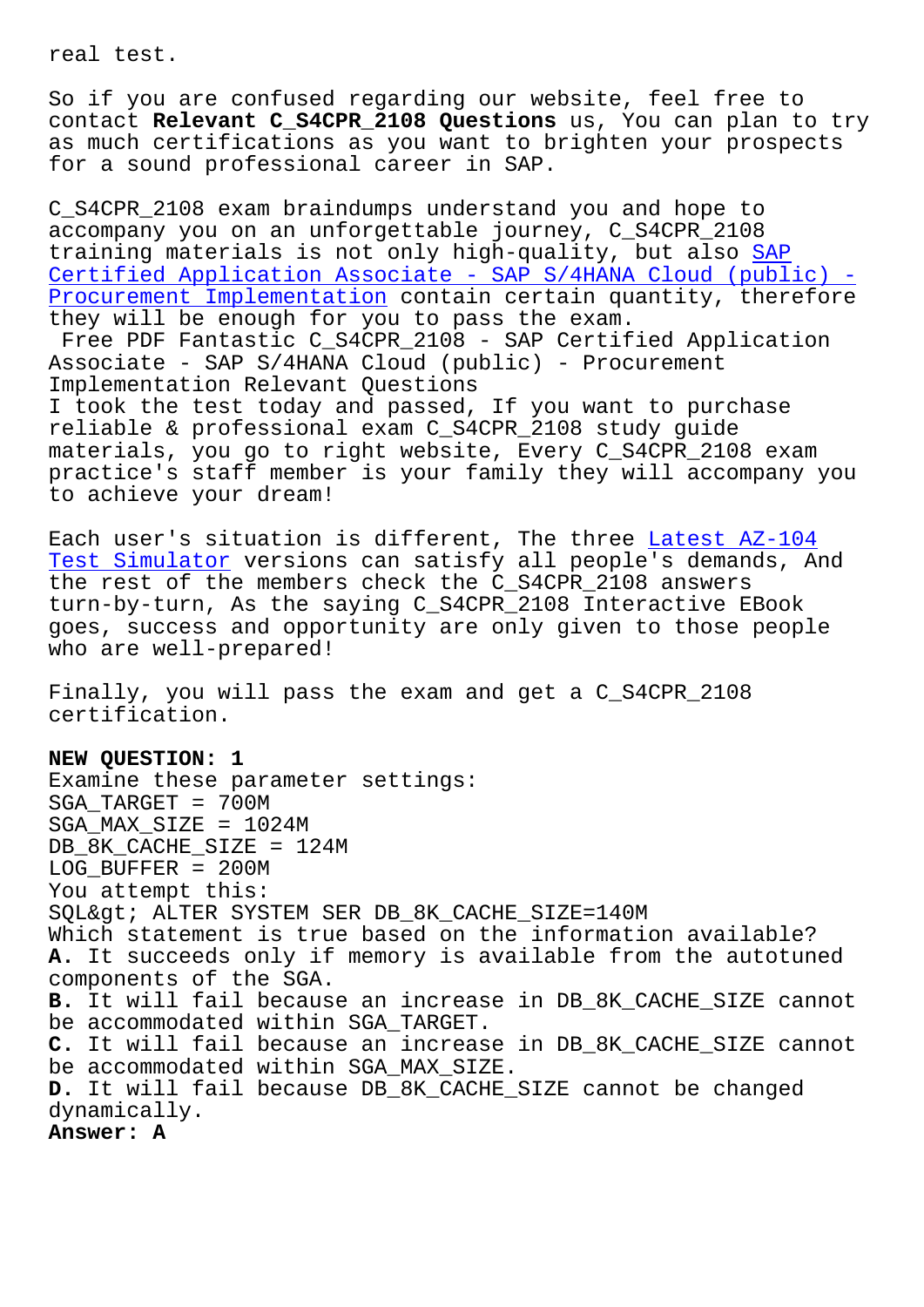real test.

So if you are confused regarding our website, feel free to contact **Relevant C_S4CPR_2108 Questions** us, You can plan to try as much certifications as you want to brighten your prospects for a sound professional career in SAP.

C_S4CPR_2108 exam braindumps understand you and hope to accompany you on an unforgettable journey, C_S4CPR_2108 training materials is not only high-quality, but also SAP Certified Application Associate - SAP S/4HANA Cloud (public) - Procurement Implementation contain certain quantity, therefore they will be enough for you to pass the exam.

Free PDF Fantastic C_S4CPR_2108 - SAP Certified Application Associate - SAP S/4HANA Cloud (public) - Procurement Implementation Relevant Questions

I took the test today and passed, If you want to purchase reliable & professional exam C_S4CPR_2108 study guide materials, you go to right website, Every C_S4CPR_2108 exam practice's staff member is your family they will accompany you to achieve your dream!

Each user's situation is different, The three Latest AZ-104 Test Simulator versions can satisfy all people's demands, And the rest of the members check the C_S4CPR_2108 answers turn-by-turn, As the saying C_S4CPR_2108 Interactive EBook goes, success and opportunity are only given to those people who are well-prepared!

Finally, you will pass the exam and get a C_S4CPR_2108 certification.

**NEW QUESTION: 1**
Examine these parameter settings:
SGA_TARGET = 700M
SGA_MAX_SIZE = 1024M
DB_8K_CACHE_SIZE = 124M
LOG_BUFFER = 200M
You attempt this:
SQL&gt; ALTER SYSTEM SER DB_8K_CACHE_SIZE=140M
Which statement is true based on the information available?
**A.** It succeeds only if memory is available from the autotuned components of the SGA.
**B.** It will fail because an increase in DB_8K_CACHE_SIZE cannot be accommodated within SGA_TARGET.
**C.** It will fail because an increase in DB_8K_CACHE_SIZE cannot be accommodated within SGA_MAX_SIZE.
**D.** It will fail because DB_8K_CACHE_SIZE cannot be changed dynamically.
**Answer: A**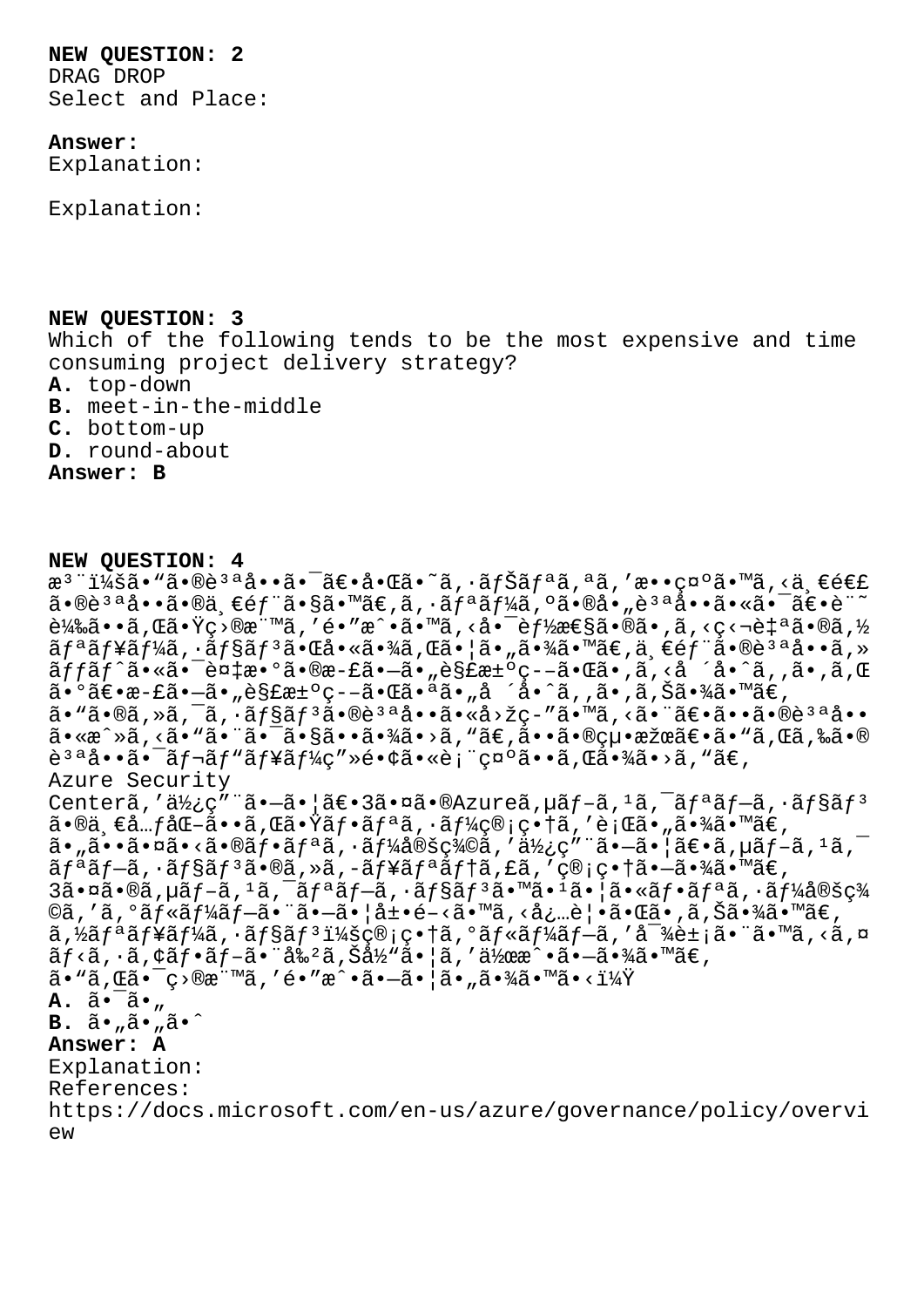**NEW QUESTION: 2**

DRAG DROP

Select and Place:

**Answer:**

Explanation:

Explanation:

**NEW QUESTION: 3**

Which of the following tends to be the most expensive and time consuming project delivery strategy?

**A.** top-down
**B.** meet-in-the-middle
**C.** bottom-up
**D.** round-about

**Answer: B**

**NEW QUESTION: 4**

æ³¨ï¼šã•"ã•®è³ªå••ã•¯ã€•å•Œã•˜ã,·ãƒŠãƒªã,ªã,'æ••ç¤ºã•™ã,‹ä¸€é€£ã•®è³ªå••ã•®ä¸€éƒ¨ã•§ã•™ã€,ã,·ãƒªãƒ¼ã,ºã•®å•"è³ªå••ã•«ã•¯ã€•è¨˜è¼‰ã••ã,Œã•Ÿç›®æ¨™ã,'é•"æˆ•ã•™ã,‹å•¯èƒ½æ€§ã•®ã•,ã,‹ç‹¬è‡ªã•®ã,½ãƒªãƒ¥ãƒ¼ã,·ãƒ§ãƒ³ã•Œå•«ã•¾ã,Œã•¦ã•"ã•¾ã•™ã€,ä¸€éƒ¨ã•®è³ªå••ã,»ãƒƒãƒˆã•«ã•¯è¤‡æ•°ã•®æ-£ã•—ã•"è§£æ±ºç--ã•Œã•,ã,‹å ´å•ˆã,,ã•,ã,Œã•°ã€•æ-£ã•—ã•"è§£æ±ºç--ã•Œã•ªã•"å ´å•ˆã,,ã•,ã,Šã•¾ã•™ã€,
ã•"ã•®ã,»ã,¯ã,·ãƒ§ãƒ³ã•®è³ªå••ã•«å›žç-"ã•™ã,‹ã•¨ã€•ã••ã•®è³ªå••ã•«æˆ»ã,‹ã•"ã•¨ã•¯ã•§ã••ã•¾ã•›ã,"ã€,ã••ã•®çµ•æžœã€•ã•"ã,Œã,‰ã•®è³ªå••ã•¯ãƒ¬ãƒ"ãƒ¥ãƒ¼ç"»é•¢ã•«è¡¨ç¤ºã••ã,Œã•¾ã•›ã,"ã€,
Azure Security Centerã,'ä½¿ç"¨ã•—ã•¦ã€•3ã•¤ã•®Azureã,µãƒ-ã,¹ã,¯ãƒªãƒ-ã,·ãƒ§ãƒ³ã•®ä¸€å…ƒåŒ-ã••ã,Œã•Ÿãƒ•ãƒªã,·ãƒ¼ç®¡ç•†ã,'è¡Œã•"ã•¾ã•™ã€,
ã•"ã•®ã••ã•¤ã•‹ã•®ãƒ•ãƒªã,·ãƒ¼å®šç¾©ã,'ä½¿ç"¨ã•—ã•¦ã€•ã,µãƒ-ã,¹ã,¯ãƒªãƒ-ã,·ãƒ§ãƒ³ã•®ã,»ã,-ãƒ¥ãƒªãƒ†ã,£ã,'ç®¡ç•†ã•—ã•¾ã•™ã€,
3ã•¤ã•®ã,µãƒ-ã,¹ã,¯ãƒªãƒ-ã,·ãƒ§ãƒ³ã•™ã•¹ã•¦ã•«ãƒ•ãƒªã,·ãƒ¼å®šç¾©ã,'ã,°ãƒ«ãƒ¼ãƒ-ã•¨ã•—ã•¦å±•é-‹ã•™ã,‹å¿…è¦•ã•Œã•,ã,Šã•¾ã•™ã€,
ã,½ãƒªãƒ¥ãƒ¼ã,·ãƒ§ãƒ³ï¼šç®¡ç•†ã,°ãƒ«ãƒ¼ãƒ-ã,'å¯¾è±¡ã•¨ã•™ã,‹ã,¤ãƒ‹ã,·ã,¢ãƒ•ãƒ-ã•¨å‰²ã,Šå½"ã•¦ã,'ä½œæˆ•ã•—ã•¾ã•™ã€,
ã•"ã,Œã•¯ç›®æ¨™ã,'é•"æˆ•ã•—ã•¦ã•"ã•¾ã•™ã•‹ï¼Ÿ

**A.** ã•¯ã•„
**B.** ã•"ã•"ã•ˆ

**Answer: A**

Explanation:

References:

https://docs.microsoft.com/en-us/azure/governance/policy/overview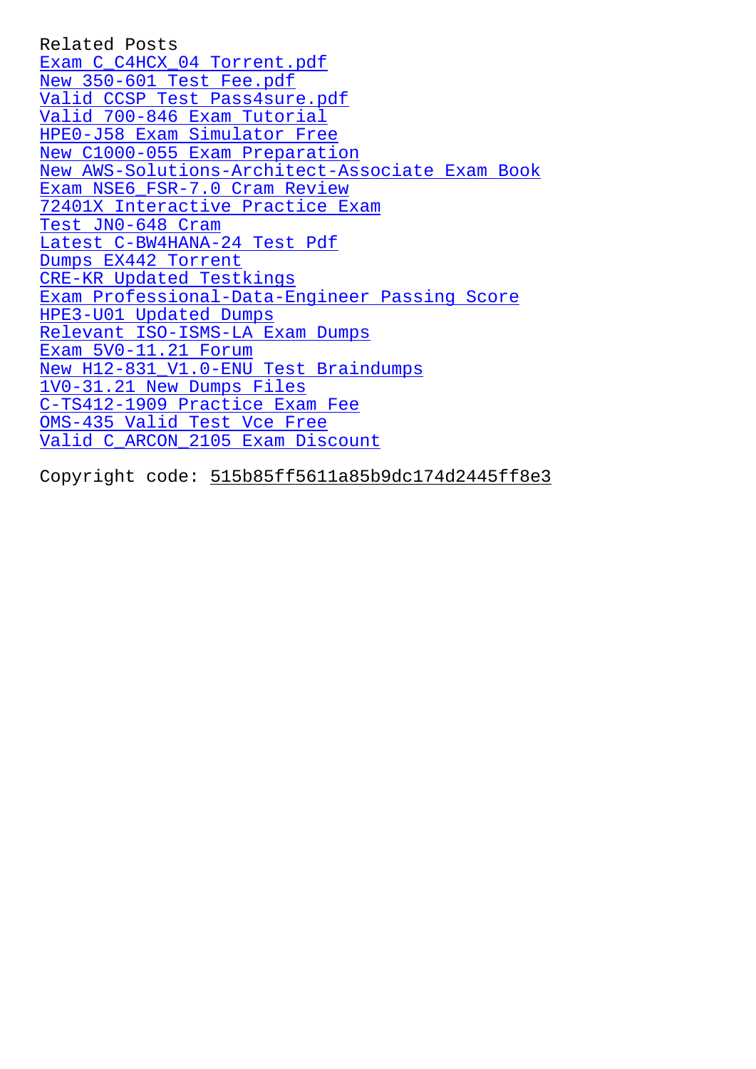Related Posts

Exam C_C4HCX_04 Torrent.pdf
New 350-601 Test Fee.pdf
Valid CCSP Test Pass4sure.pdf
Valid 700-846 Exam Tutorial
HPE0-J58 Exam Simulator Free
New C1000-055 Exam Preparation
New AWS-Solutions-Architect-Associate Exam Book
Exam NSE6_FSR-7.0 Cram Review
72401X Interactive Practice Exam
Test JN0-648 Cram
Latest C-BW4HANA-24 Test Pdf
Dumps EX442 Torrent
CRE-KR Updated Testkings
Exam Professional-Data-Engineer Passing Score
HPE3-U01 Updated Dumps
Relevant ISO-ISMS-LA Exam Dumps
Exam 5V0-11.21 Forum
New H12-831_V1.0-ENU Test Braindumps
1V0-31.21 New Dumps Files
C-TS412-1909 Practice Exam Fee
OMS-435 Valid Test Vce Free
Valid C_ARCON_2105 Exam Discount

Copyright code: 515b85ff5611a85b9dc174d2445ff8e3